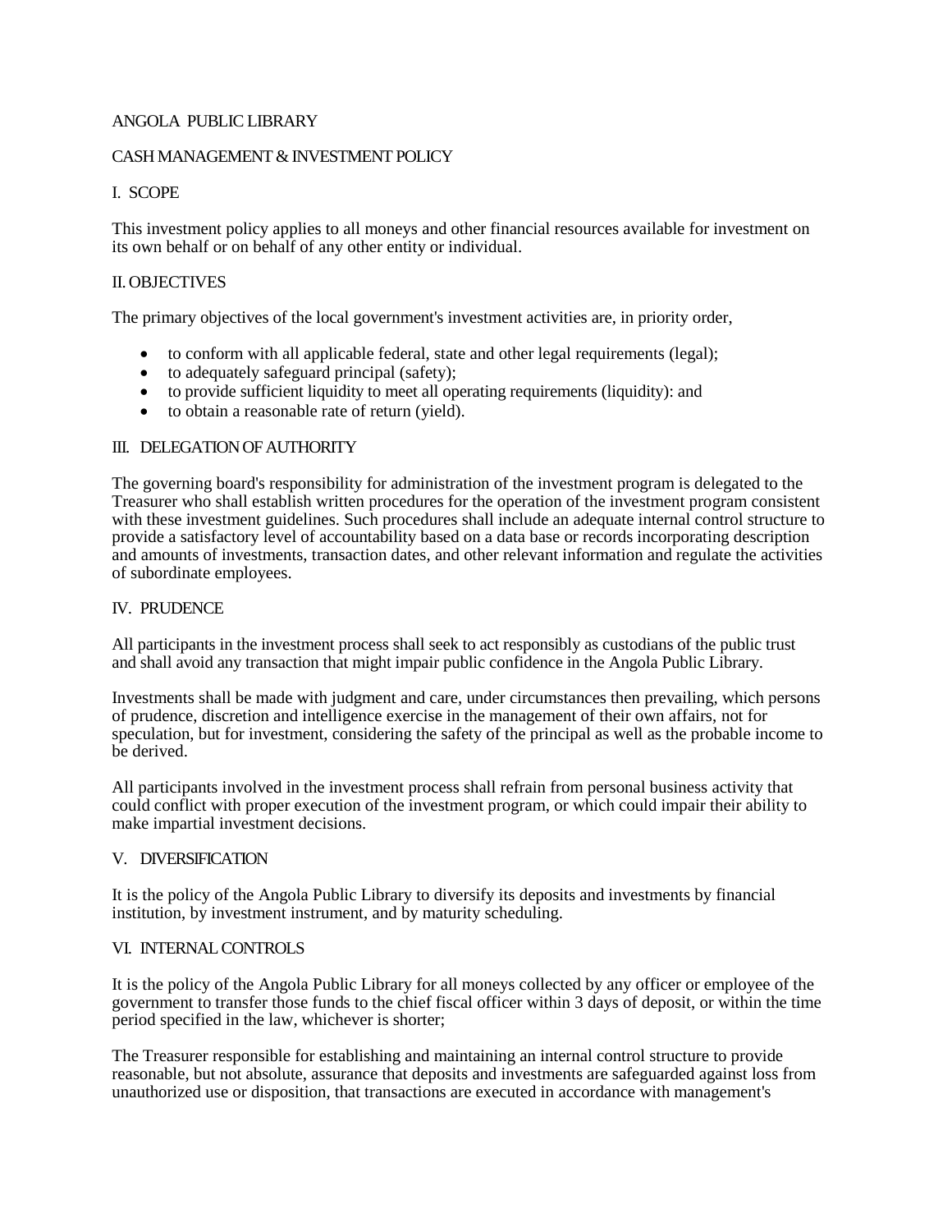# ANGOLA PUBLIC LIBRARY

## CASH MANAGEMENT & INVESTMENT POLICY

### I. SCOPE

This investment policy applies to all moneys and other financial resources available for investment on its own behalf or on behalf of any other entity or individual.

### II. OBJECTIVES

The primary objectives of the local government's investment activities are, in priority order,

- to conform with all applicable federal, state and other legal requirements (legal);
- to adequately safeguard principal (safety);
- to provide sufficient liquidity to meet all operating requirements (liquidity): and
- to obtain a reasonable rate of return (yield).

### III. DELEGATION OF AUTHORITY

The governing board's responsibility for administration of the investment program is delegated to the Treasurer who shall establish written procedures for the operation of the investment program consistent with these investment guidelines. Such procedures shall include an adequate internal control structure to provide a satisfactory level of accountability based on a data base or records incorporating description and amounts of investments, transaction dates, and other relevant information and regulate the activities of subordinate employees.

### IV. PRUDENCE

All participants in the investment process shall seek to act responsibly as custodians of the public trust and shall avoid any transaction that might impair public confidence in the Angola Public Library.

Investments shall be made with judgment and care, under circumstances then prevailing, which persons of prudence, discretion and intelligence exercise in the management of their own affairs, not for speculation, but for investment, considering the safety of the principal as well as the probable income to be derived.

All participants involved in the investment process shall refrain from personal business activity that could conflict with proper execution of the investment program, or which could impair their ability to make impartial investment decisions.

### V. DIVERSIFICATION

It is the policy of the Angola Public Library to diversify its deposits and investments by financial institution, by investment instrument, and by maturity scheduling.

### VI. INTERNAL CONTROLS

It is the policy of the Angola Public Library for all moneys collected by any officer or employee of the government to transfer those funds to the chief fiscal officer within 3 days of deposit, or within the time period specified in the law, whichever is shorter;

The Treasurer responsible for establishing and maintaining an internal control structure to provide reasonable, but not absolute, assurance that deposits and investments are safeguarded against loss from unauthorized use or disposition, that transactions are executed in accordance with management's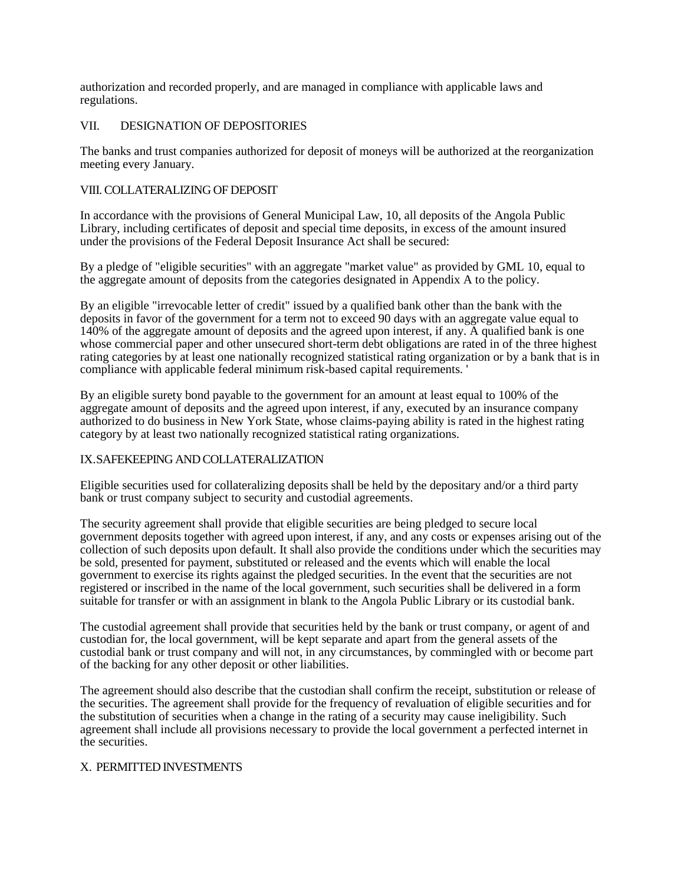authorization and recorded properly, and are managed in compliance with applicable laws and regulations.

## VII. DESIGNATION OF DEPOSITORIES

The banks and trust companies authorized for deposit of moneys will be authorized at the reorganization meeting every January.

## VIII. COLLATERALIZING OF DEPOSIT

In accordance with the provisions of General Municipal Law, 10, all deposits of the Angola Public Library, including certificates of deposit and special time deposits, in excess of the amount insured under the provisions of the Federal Deposit Insurance Act shall be secured:

By a pledge of "eligible securities" with an aggregate "market value" as provided by GML 10, equal to the aggregate amount of deposits from the categories designated in Appendix A to the policy.

By an eligible "irrevocable letter of credit" issued by a qualified bank other than the bank with the deposits in favor of the government for a term not to exceed 90 days with an aggregate value equal to 140% of the aggregate amount of deposits and the agreed upon interest, if any. A qualified bank is one whose commercial paper and other unsecured short-term debt obligations are rated in of the three highest rating categories by at least one nationally recognized statistical rating organization or by a bank that is in compliance with applicable federal minimum risk-based capital requirements. '

By an eligible surety bond payable to the government for an amount at least equal to 100% of the aggregate amount of deposits and the agreed upon interest, if any, executed by an insurance company authorized to do business in New York State, whose claims-paying ability is rated in the highest rating category by at least two nationally recognized statistical rating organizations.

## IX. SAFEKEEPING AND COLLATERALIZATION

Eligible securities used for collateralizing deposits shall be held by the depositary and/or a third party bank or trust company subject to security and custodial agreements.

The security agreement shall provide that eligible securities are being pledged to secure local government deposits together with agreed upon interest, if any, and any costs or expenses arising out of the collection of such deposits upon default. It shall also provide the conditions under which the securities may be sold, presented for payment, substituted or released and the events which will enable the local government to exercise its rights against the pledged securities. In the event that the securities are not registered or inscribed in the name of the local government, such securities shall be delivered in a form suitable for transfer or with an assignment in blank to the Angola Public Library or its custodial bank.

The custodial agreement shall provide that securities held by the bank or trust company, or agent of and custodian for, the local government, will be kept separate and apart from the general assets of the custodial bank or trust company and will not, in any circumstances, by commingled with or become part of the backing for any other deposit or other liabilities.

The agreement should also describe that the custodian shall confirm the receipt, substitution or release of the securities. The agreement shall provide for the frequency of revaluation of eligible securities and for the substitution of securities when a change in the rating of a security may cause ineligibility. Such agreement shall include all provisions necessary to provide the local government a perfected internet in the securities.

## X. PERMITTED INVESTMENTS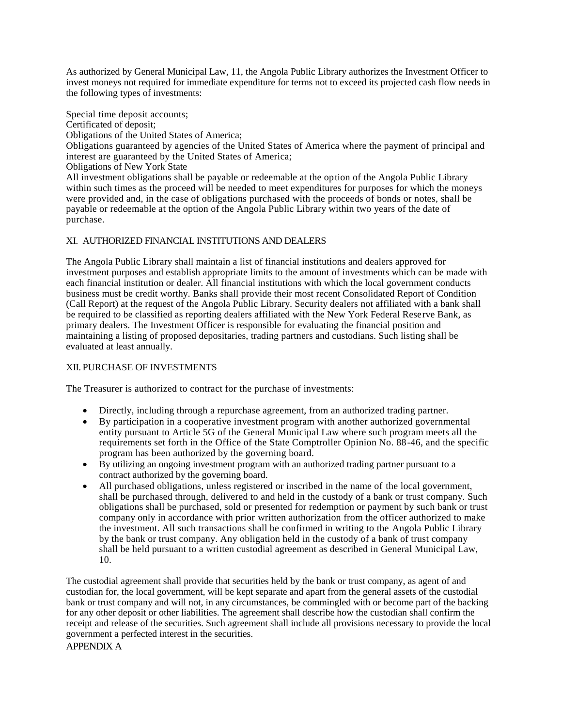As authorized by General Municipal Law, 11, the Angola Public Library authorizes the Investment Officer to invest moneys not required for immediate expenditure for terms not to exceed its projected cash flow needs in the following types of investments:

Special time deposit accounts;
Certificated of deposit;
Obligations of the United States of America;
Obligations guaranteed by agencies of the United States of America where the payment of principal and interest are guaranteed by the United States of America;
Obligations of New York State
All investment obligations shall be payable or redeemable at the option of the Angola Public Library within such times as the proceed will be needed to meet expenditures for purposes for which the moneys were provided and, in the case of obligations purchased with the proceeds of bonds or notes, shall be payable or redeemable at the option of the Angola Public Library within two years of the date of purchase.

## XI. AUTHORIZED FINANCIAL INSTITUTIONS AND DEALERS

The Angola Public Library shall maintain a list of financial institutions and dealers approved for investment purposes and establish appropriate limits to the amount of investments which can be made with each financial institution or dealer. All financial institutions with which the local government conducts business must be credit worthy. Banks shall provide their most recent Consolidated Report of Condition (Call Report) at the request of the Angola Public Library. Security dealers not affiliated with a bank shall be required to be classified as reporting dealers affiliated with the New York Federal Reserve Bank, as primary dealers. The Investment Officer is responsible for evaluating the financial position and maintaining a listing of proposed depositaries, trading partners and custodians. Such listing shall be evaluated at least annually.

## XII. PURCHASE OF INVESTMENTS

The Treasurer is authorized to contract for the purchase of investments:

- Directly, including through a repurchase agreement, from an authorized trading partner.
- By participation in a cooperative investment program with another authorized governmental entity pursuant to Article 5G of the General Municipal Law where such program meets all the requirements set forth in the Office of the State Comptroller Opinion No. 88-46, and the specific program has been authorized by the governing board.
- By utilizing an ongoing investment program with an authorized trading partner pursuant to a contract authorized by the governing board.
- All purchased obligations, unless registered or inscribed in the name of the local government, shall be purchased through, delivered to and held in the custody of a bank or trust company. Such obligations shall be purchased, sold or presented for redemption or payment by such bank or trust company only in accordance with prior written authorization from the officer authorized to make the investment. All such transactions shall be confirmed in writing to the Angola Public Library by the bank or trust company. Any obligation held in the custody of a bank of trust company shall be held pursuant to a written custodial agreement as described in General Municipal Law, 10.

The custodial agreement shall provide that securities held by the bank or trust company, as agent of and custodian for, the local government, will be kept separate and apart from the general assets of the custodial bank or trust company and will not, in any circumstances, be commingled with or become part of the backing for any other deposit or other liabilities. The agreement shall describe how the custodian shall confirm the receipt and release of the securities. Such agreement shall include all provisions necessary to provide the local government a perfected interest in the securities.

APPENDIX A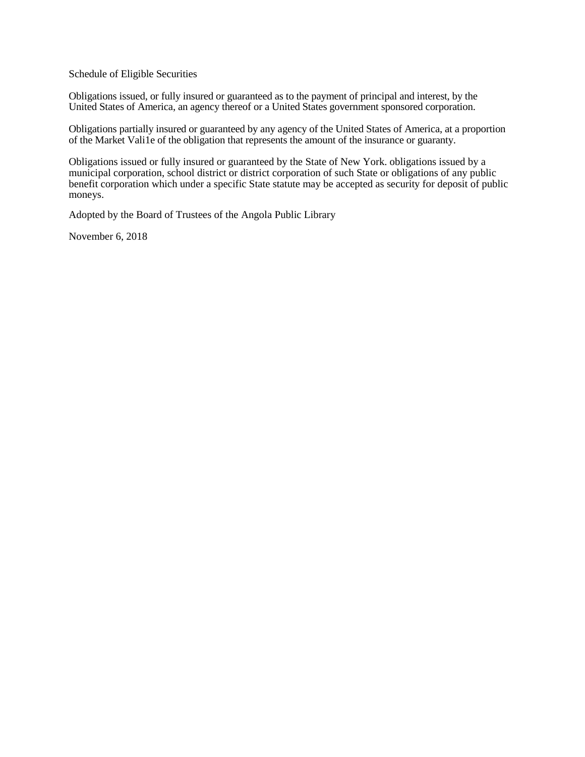Schedule of Eligible Securities

Obligations issued, or fully insured or guaranteed as to the payment of principal and interest, by the United States of America, an agency thereof or a United States government sponsored corporation.

Obligations partially insured or guaranteed by any agency of the United States of America, at a proportion of the Market Vali1e of the obligation that represents the amount of the insurance or guaranty.

Obligations issued or fully insured or guaranteed by the State of New York. obligations issued by a municipal corporation, school district or district corporation of such State or obligations of any public benefit corporation which under a specific State statute may be accepted as security for deposit of public moneys.

Adopted by the Board of Trustees of the Angola Public Library

November 6, 2018